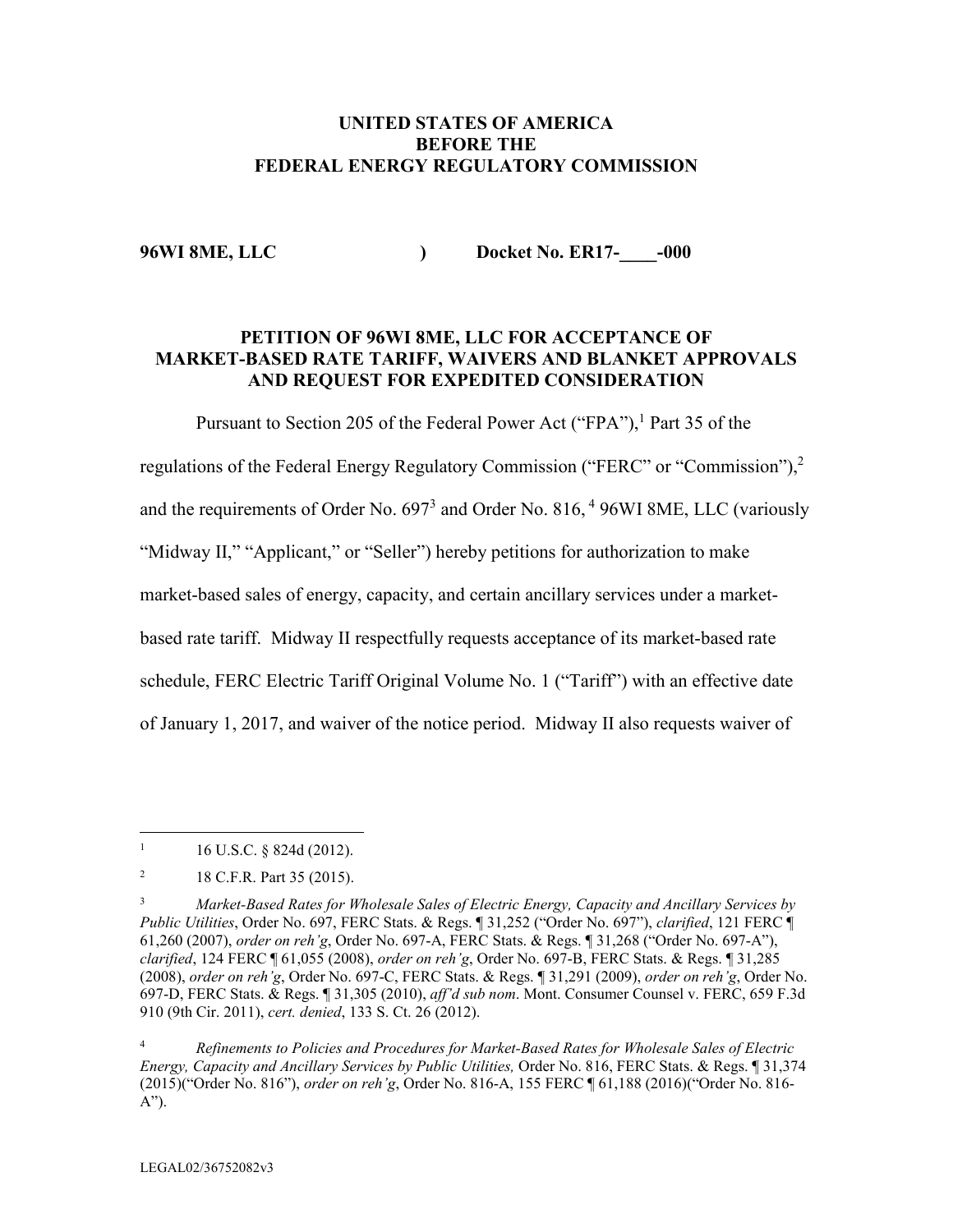**UNITED STATES OF AMERICA**
**BEFORE THE**
**FEDERAL ENERGY REGULATORY COMMISSION**

**96WI 8ME, LLC** **)** **Docket No. ER17-____-000**

**PETITION OF 96WI 8ME, LLC FOR ACCEPTANCE OF MARKET-BASED RATE TARIFF, WAIVERS AND BLANKET APPROVALS AND REQUEST FOR EXPEDITED CONSIDERATION**

Pursuant to Section 205 of the Federal Power Act ("FPA"),[1] Part 35 of the regulations of the Federal Energy Regulatory Commission ("FERC" or "Commission"),[2] and the requirements of Order No. 697[3] and Order No. 816,[4] 96WI 8ME, LLC (variously "Midway II," "Applicant," or "Seller") hereby petitions for authorization to make market-based sales of energy, capacity, and certain ancillary services under a market-based rate tariff. Midway II respectfully requests acceptance of its market-based rate schedule, FERC Electric Tariff Original Volume No. 1 ("Tariff") with an effective date of January 1, 2017, and waiver of the notice period. Midway II also requests waiver of

---

[1] 16 U.S.C. § 824d (2012).

[2] 18 C.F.R. Part 35 (2015).

[3] *Market-Based Rates for Wholesale Sales of Electric Energy, Capacity and Ancillary Services by Public Utilities*, Order No. 697, FERC Stats. & Regs. ¶ 31,252 ("Order No. 697"), *clarified*, 121 FERC ¶ 61,260 (2007), *order on reh'g*, Order No. 697-A, FERC Stats. & Regs. ¶ 31,268 ("Order No. 697-A"), *clarified*, 124 FERC ¶ 61,055 (2008), *order on reh'g*, Order No. 697-B, FERC Stats. & Regs. ¶ 31,285 (2008), *order on reh'g*, Order No. 697-C, FERC Stats. & Regs. ¶ 31,291 (2009), *order on reh'g*, Order No. 697-D, FERC Stats. & Regs. ¶ 31,305 (2010), *aff'd sub nom*. Mont. Consumer Counsel v. FERC, 659 F.3d 910 (9th Cir. 2011), *cert. denied*, 133 S. Ct. 26 (2012).

[4] *Refinements to Policies and Procedures for Market-Based Rates for Wholesale Sales of Electric Energy, Capacity and Ancillary Services by Public Utilities,* Order No. 816, FERC Stats. & Regs. ¶ 31,374 (2015)("Order No. 816"), *order on reh'g*, Order No. 816-A, 155 FERC ¶ 61,188 (2016)("Order No. 816-A").

LEGAL02/36752082v3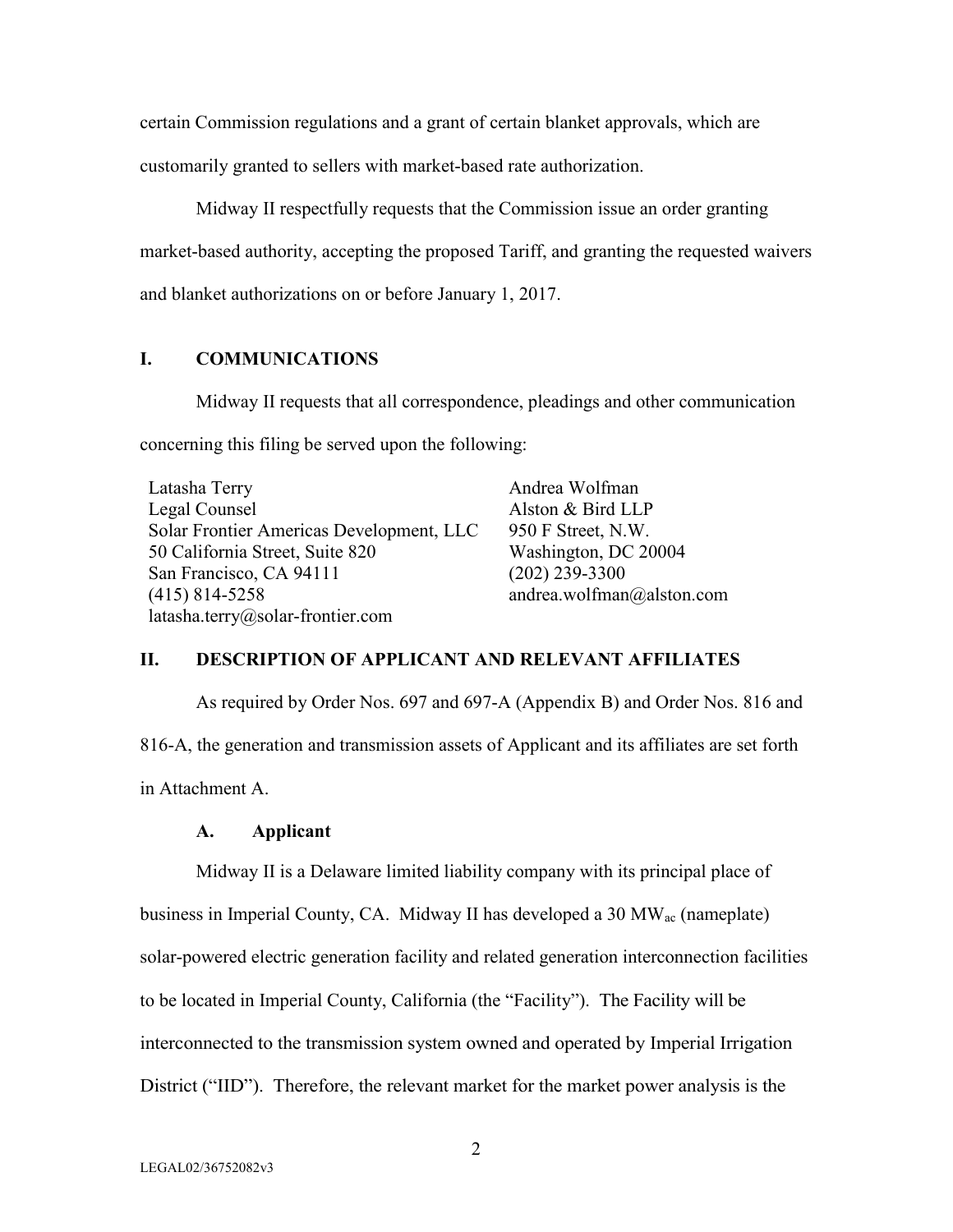certain Commission regulations and a grant of certain blanket approvals, which are customarily granted to sellers with market-based rate authorization.

Midway II respectfully requests that the Commission issue an order granting market-based authority, accepting the proposed Tariff, and granting the requested waivers and blanket authorizations on or before January 1, 2017.

## I. COMMUNICATIONS

Midway II requests that all correspondence, pleadings and other communication concerning this filing be served upon the following:

| | |
|---|---|
| Latasha Terry | Andrea Wolfman |
| Legal Counsel | Alston & Bird LLP |
| Solar Frontier Americas Development, LLC | 950 F Street, N.W. |
| 50 California Street, Suite 820 | Washington, DC 20004 |
| San Francisco, CA 94111 | (202) 239-3300 |
| (415) 814-5258 | andrea.wolfman@alston.com |
| latasha.terry@solar-frontier.com | |

## II. DESCRIPTION OF APPLICANT AND RELEVANT AFFILIATES

As required by Order Nos. 697 and 697-A (Appendix B) and Order Nos. 816 and 816-A, the generation and transmission assets of Applicant and its affiliates are set forth in Attachment A.

### A. Applicant

Midway II is a Delaware limited liability company with its principal place of business in Imperial County, CA. Midway II has developed a 30 $MW_{ac}$ (nameplate) solar-powered electric generation facility and related generation interconnection facilities to be located in Imperial County, California (the "Facility"). The Facility will be interconnected to the transmission system owned and operated by Imperial Irrigation District ("IID"). Therefore, the relevant market for the market power analysis is the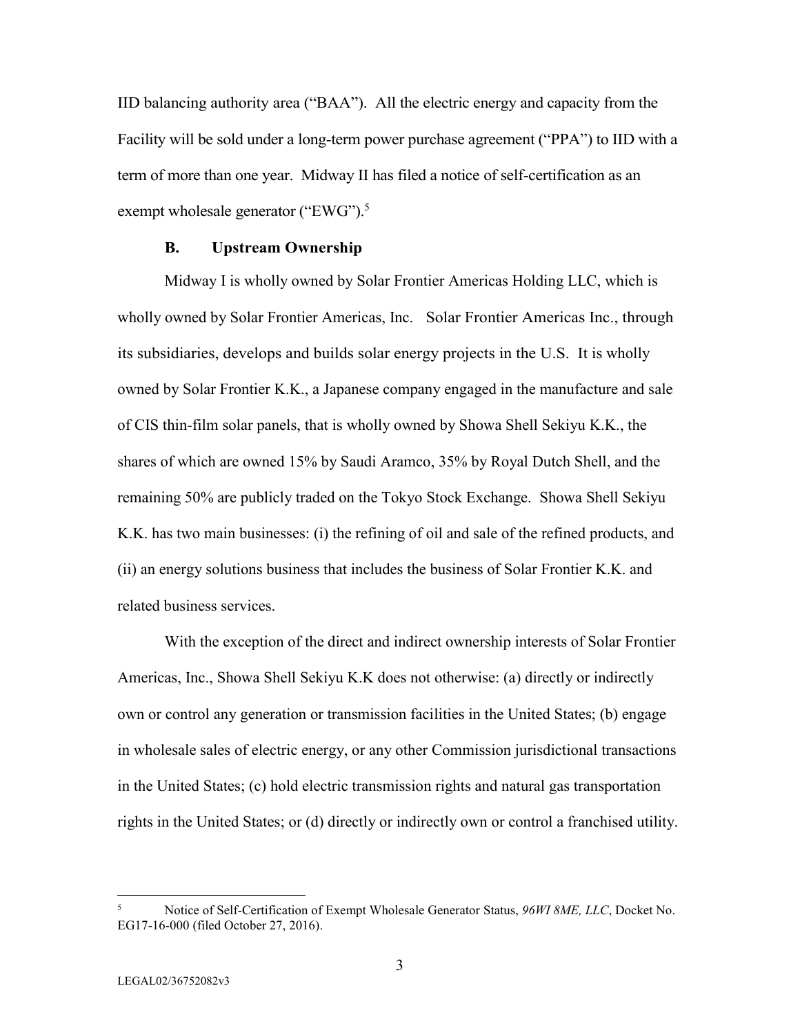IID balancing authority area ("BAA"). All the electric energy and capacity from the Facility will be sold under a long-term power purchase agreement ("PPA") to IID with a term of more than one year. Midway II has filed a notice of self-certification as an exempt wholesale generator ("EWG").[5]

### B. Upstream Ownership

Midway I is wholly owned by Solar Frontier Americas Holding LLC, which is wholly owned by Solar Frontier Americas, Inc. Solar Frontier Americas Inc., through its subsidiaries, develops and builds solar energy projects in the U.S. It is wholly owned by Solar Frontier K.K., a Japanese company engaged in the manufacture and sale of CIS thin-film solar panels, that is wholly owned by Showa Shell Sekiyu K.K., the shares of which are owned 15% by Saudi Aramco, 35% by Royal Dutch Shell, and the remaining 50% are publicly traded on the Tokyo Stock Exchange. Showa Shell Sekiyu K.K. has two main businesses: (i) the refining of oil and sale of the refined products, and (ii) an energy solutions business that includes the business of Solar Frontier K.K. and related business services.

With the exception of the direct and indirect ownership interests of Solar Frontier Americas, Inc., Showa Shell Sekiyu K.K does not otherwise: (a) directly or indirectly own or control any generation or transmission facilities in the United States; (b) engage in wholesale sales of electric energy, or any other Commission jurisdictional transactions in the United States; (c) hold electric transmission rights and natural gas transportation rights in the United States; or (d) directly or indirectly own or control a franchised utility.

---

[5] Notice of Self-Certification of Exempt Wholesale Generator Status, *96WI 8ME, LLC*, Docket No. EG17-16-000 (filed October 27, 2016).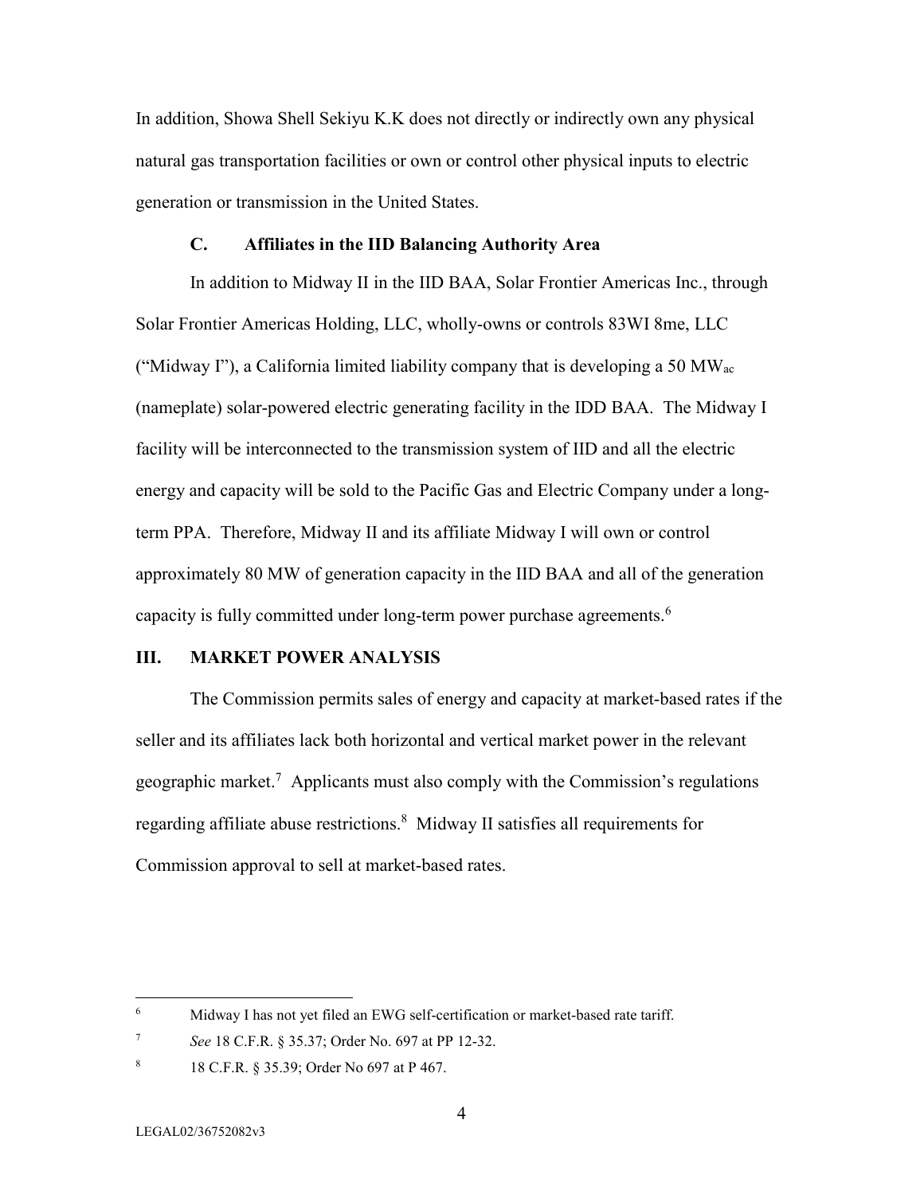In addition, Showa Shell Sekiyu K.K does not directly or indirectly own any physical natural gas transportation facilities or own or control other physical inputs to electric generation or transmission in the United States.

### C. Affiliates in the IID Balancing Authority Area

In addition to Midway II in the IID BAA, Solar Frontier Americas Inc., through Solar Frontier Americas Holding, LLC, wholly-owns or controls 83WI 8me, LLC ("Midway I"), a California limited liability company that is developing a 50 $MW_{ac}$ (nameplate) solar-powered electric generating facility in the IDD BAA. The Midway I facility will be interconnected to the transmission system of IID and all the electric energy and capacity will be sold to the Pacific Gas and Electric Company under a long-term PPA. Therefore, Midway II and its affiliate Midway I will own or control approximately 80 MW of generation capacity in the IID BAA and all of the generation capacity is fully committed under long-term power purchase agreements.[6]

## III. MARKET POWER ANALYSIS

The Commission permits sales of energy and capacity at market-based rates if the seller and its affiliates lack both horizontal and vertical market power in the relevant geographic market.[7] Applicants must also comply with the Commission's regulations regarding affiliate abuse restrictions.[8] Midway II satisfies all requirements for Commission approval to sell at market-based rates.

---

[6] Midway I has not yet filed an EWG self-certification or market-based rate tariff.

[7] *See* 18 C.F.R. § 35.37; Order No. 697 at PP 12-32.

[8] 18 C.F.R. § 35.39; Order No 697 at P 467.

LEGAL02/36752082v3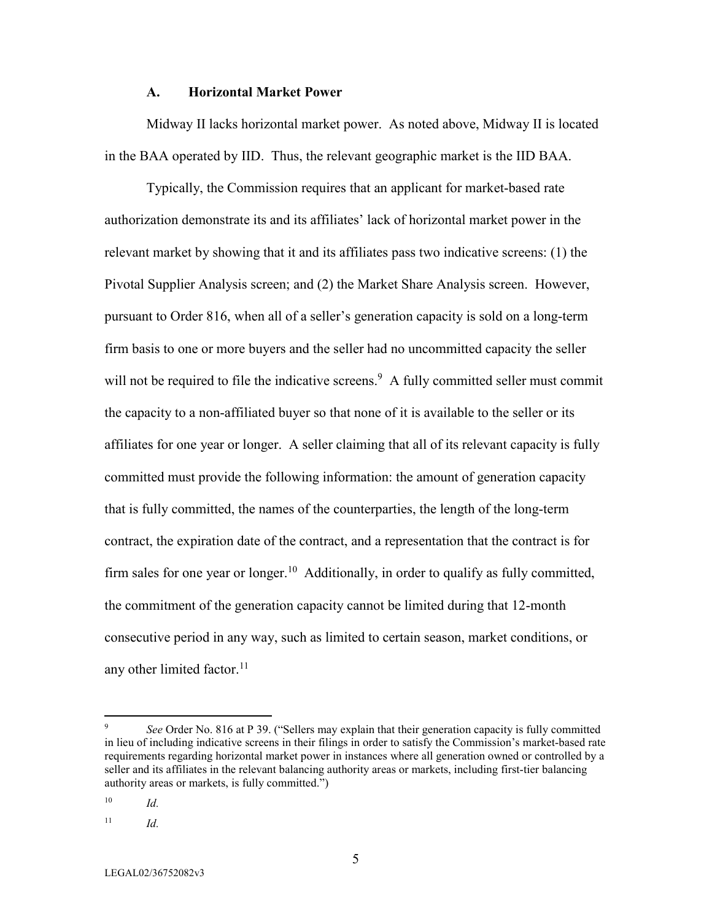### A. Horizontal Market Power

Midway II lacks horizontal market power. As noted above, Midway II is located in the BAA operated by IID. Thus, the relevant geographic market is the IID BAA.

Typically, the Commission requires that an applicant for market-based rate authorization demonstrate its and its affiliates' lack of horizontal market power in the relevant market by showing that it and its affiliates pass two indicative screens: (1) the Pivotal Supplier Analysis screen; and (2) the Market Share Analysis screen. However, pursuant to Order 816, when all of a seller's generation capacity is sold on a long-term firm basis to one or more buyers and the seller had no uncommitted capacity the seller will not be required to file the indicative screens.[9] A fully committed seller must commit the capacity to a non-affiliated buyer so that none of it is available to the seller or its affiliates for one year or longer. A seller claiming that all of its relevant capacity is fully committed must provide the following information: the amount of generation capacity that is fully committed, the names of the counterparties, the length of the long-term contract, the expiration date of the contract, and a representation that the contract is for firm sales for one year or longer.[10] Additionally, in order to qualify as fully committed, the commitment of the generation capacity cannot be limited during that 12-month consecutive period in any way, such as limited to certain season, market conditions, or any other limited factor.[11]

---

[9] *See* Order No. 816 at P 39. ("Sellers may explain that their generation capacity is fully committed in lieu of including indicative screens in their filings in order to satisfy the Commission's market-based rate requirements regarding horizontal market power in instances where all generation owned or controlled by a seller and its affiliates in the relevant balancing authority areas or markets, including first-tier balancing authority areas or markets, is fully committed.")

[10] *Id.*

[11] *Id.*

LEGAL02/36752082v3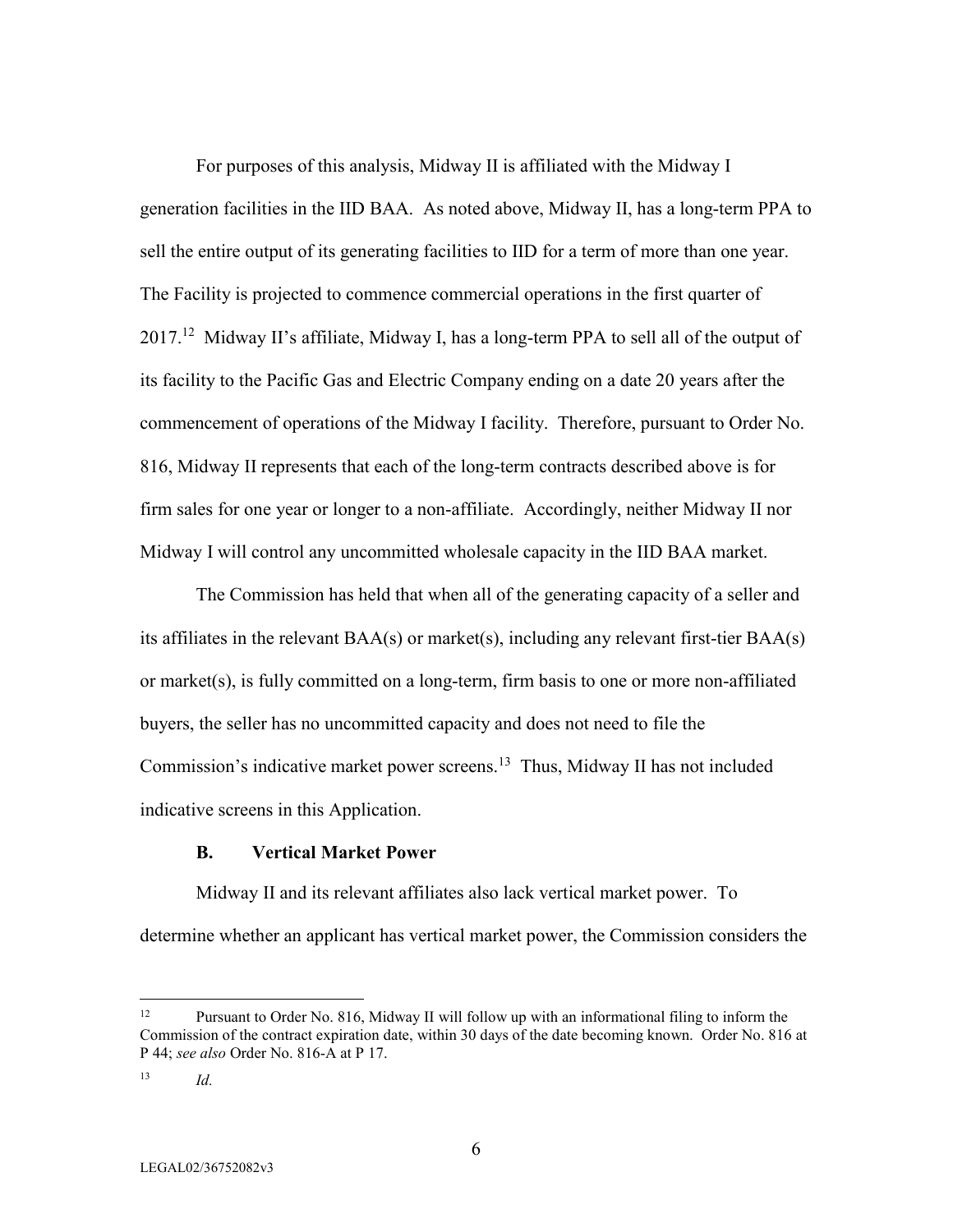For purposes of this analysis, Midway II is affiliated with the Midway I generation facilities in the IID BAA. As noted above, Midway II, has a long-term PPA to sell the entire output of its generating facilities to IID for a term of more than one year. The Facility is projected to commence commercial operations in the first quarter of 2017.[12] Midway II's affiliate, Midway I, has a long-term PPA to sell all of the output of its facility to the Pacific Gas and Electric Company ending on a date 20 years after the commencement of operations of the Midway I facility. Therefore, pursuant to Order No. 816, Midway II represents that each of the long-term contracts described above is for firm sales for one year or longer to a non-affiliate. Accordingly, neither Midway II nor Midway I will control any uncommitted wholesale capacity in the IID BAA market.

The Commission has held that when all of the generating capacity of a seller and its affiliates in the relevant BAA(s) or market(s), including any relevant first-tier BAA(s) or market(s), is fully committed on a long-term, firm basis to one or more non-affiliated buyers, the seller has no uncommitted capacity and does not need to file the Commission's indicative market power screens.[13] Thus, Midway II has not included indicative screens in this Application.

### B. Vertical Market Power

Midway II and its relevant affiliates also lack vertical market power. To determine whether an applicant has vertical market power, the Commission considers the

---

[12] Pursuant to Order No. 816, Midway II will follow up with an informational filing to inform the Commission of the contract expiration date, within 30 days of the date becoming known. Order No. 816 at P 44; *see also* Order No. 816-A at P 17.

[13] *Id.*

LEGAL02/36752082v3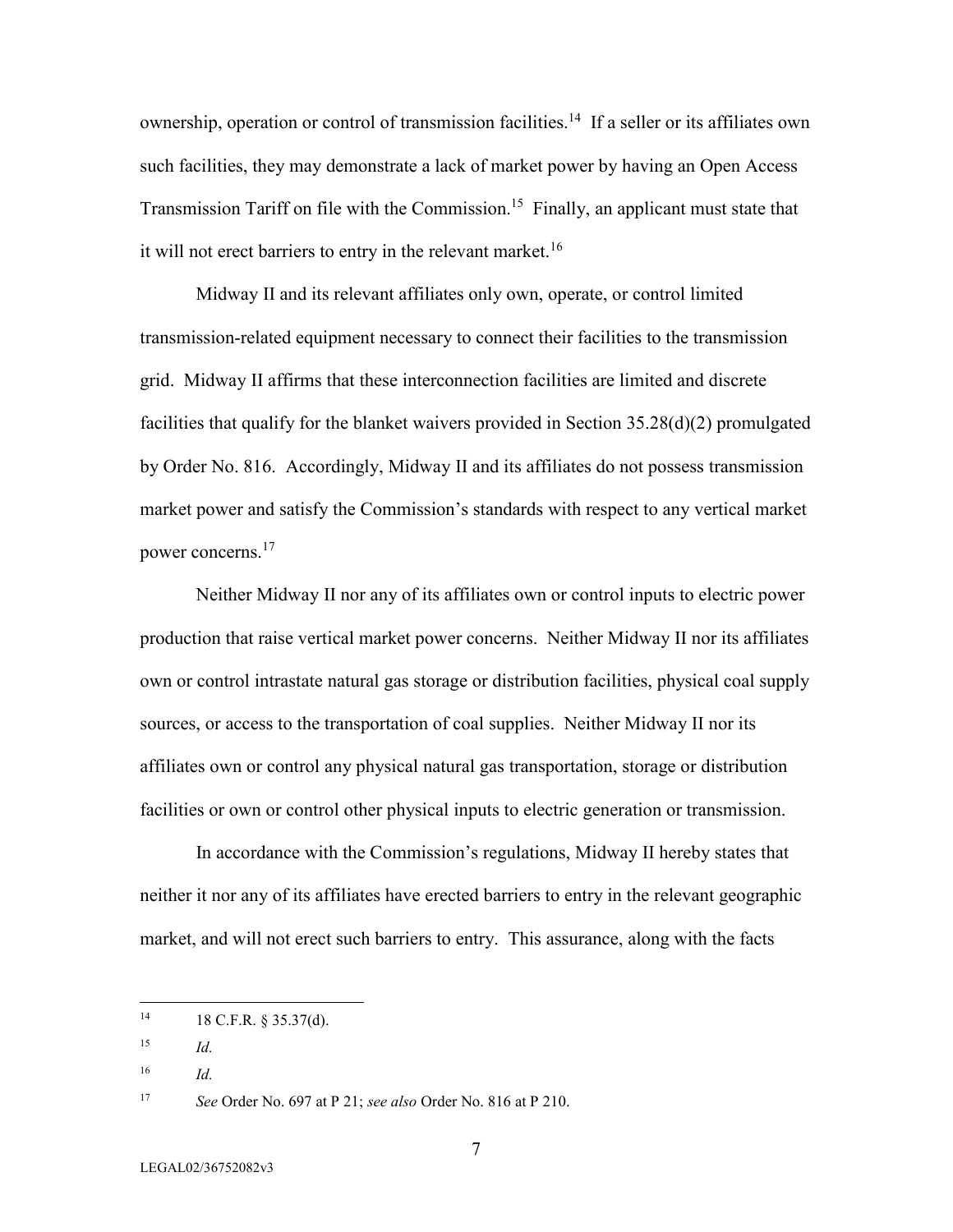ownership, operation or control of transmission facilities.[14] If a seller or its affiliates own such facilities, they may demonstrate a lack of market power by having an Open Access Transmission Tariff on file with the Commission.[15] Finally, an applicant must state that it will not erect barriers to entry in the relevant market.[16]

Midway II and its relevant affiliates only own, operate, or control limited transmission-related equipment necessary to connect their facilities to the transmission grid. Midway II affirms that these interconnection facilities are limited and discrete facilities that qualify for the blanket waivers provided in Section 35.28(d)(2) promulgated by Order No. 816. Accordingly, Midway II and its affiliates do not possess transmission market power and satisfy the Commission's standards with respect to any vertical market power concerns.[17]

Neither Midway II nor any of its affiliates own or control inputs to electric power production that raise vertical market power concerns. Neither Midway II nor its affiliates own or control intrastate natural gas storage or distribution facilities, physical coal supply sources, or access to the transportation of coal supplies. Neither Midway II nor its affiliates own or control any physical natural gas transportation, storage or distribution facilities or own or control other physical inputs to electric generation or transmission.

In accordance with the Commission's regulations, Midway II hereby states that neither it nor any of its affiliates have erected barriers to entry in the relevant geographic market, and will not erect such barriers to entry. This assurance, along with the facts

---

[14] 18 C.F.R. § 35.37(d).

[15] *Id.*

[16] *Id.*

[17] *See* Order No. 697 at P 21; *see also* Order No. 816 at P 210.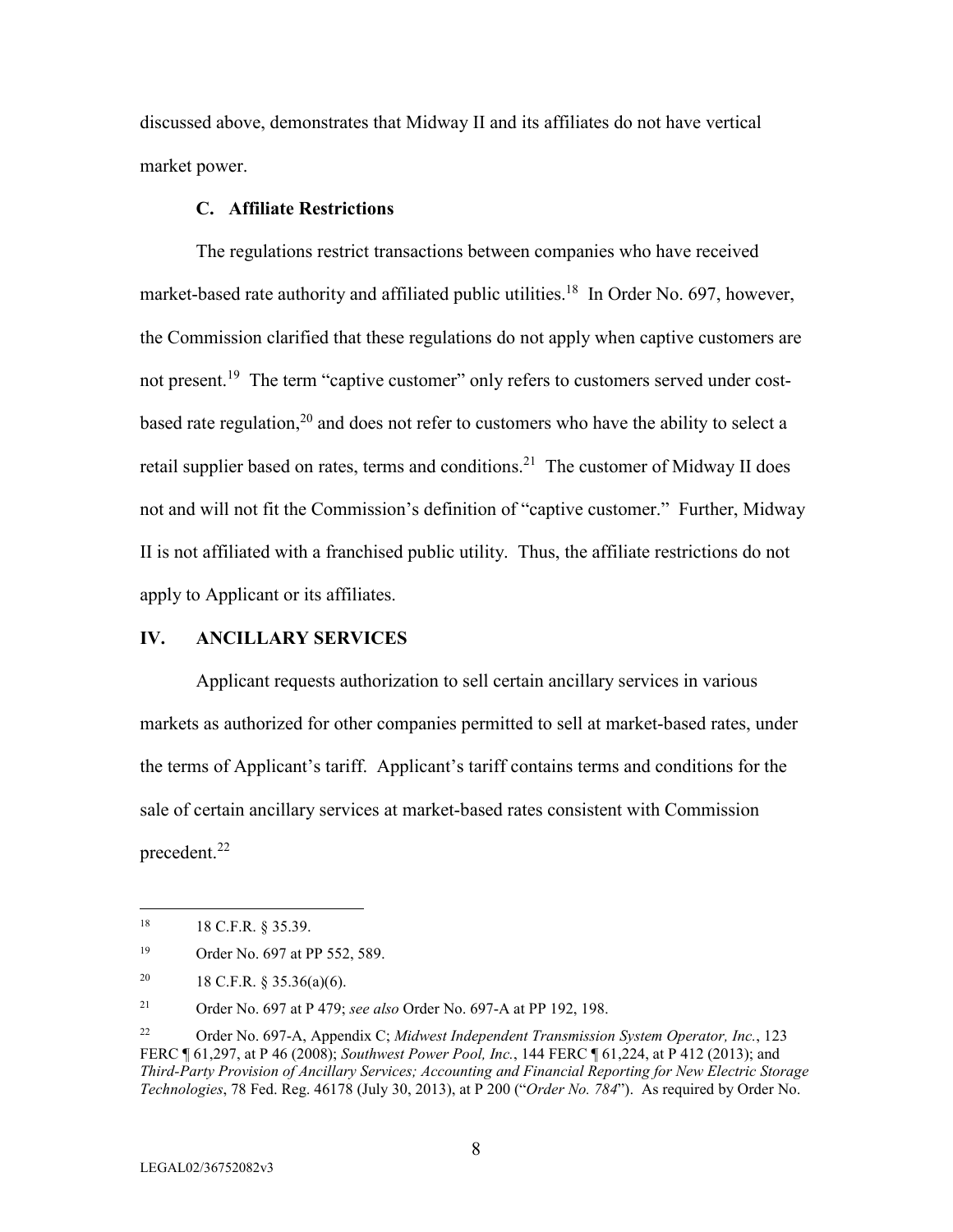discussed above, demonstrates that Midway II and its affiliates do not have vertical market power.

### C. Affiliate Restrictions

The regulations restrict transactions between companies who have received market-based rate authority and affiliated public utilities.[18] In Order No. 697, however, the Commission clarified that these regulations do not apply when captive customers are not present.[19] The term "captive customer" only refers to customers served under cost-based rate regulation,[20] and does not refer to customers who have the ability to select a retail supplier based on rates, terms and conditions.[21] The customer of Midway II does not and will not fit the Commission's definition of "captive customer." Further, Midway II is not affiliated with a franchised public utility. Thus, the affiliate restrictions do not apply to Applicant or its affiliates.

## IV. ANCILLARY SERVICES

Applicant requests authorization to sell certain ancillary services in various markets as authorized for other companies permitted to sell at market-based rates, under the terms of Applicant's tariff. Applicant's tariff contains terms and conditions for the sale of certain ancillary services at market-based rates consistent with Commission precedent.[22]

---

[18] 18 C.F.R. § 35.39.

[19] Order No. 697 at PP 552, 589.

[20] 18 C.F.R. § 35.36(a)(6).

[21] Order No. 697 at P 479; *see also* Order No. 697-A at PP 192, 198.

[22] Order No. 697-A, Appendix C; *Midwest Independent Transmission System Operator, Inc.*, 123 FERC ¶ 61,297, at P 46 (2008); *Southwest Power Pool, Inc.*, 144 FERC ¶ 61,224, at P 412 (2013); and *Third-Party Provision of Ancillary Services; Accounting and Financial Reporting for New Electric Storage Technologies*, 78 Fed. Reg. 46178 (July 30, 2013), at P 200 ("*Order No. 784*"). As required by Order No.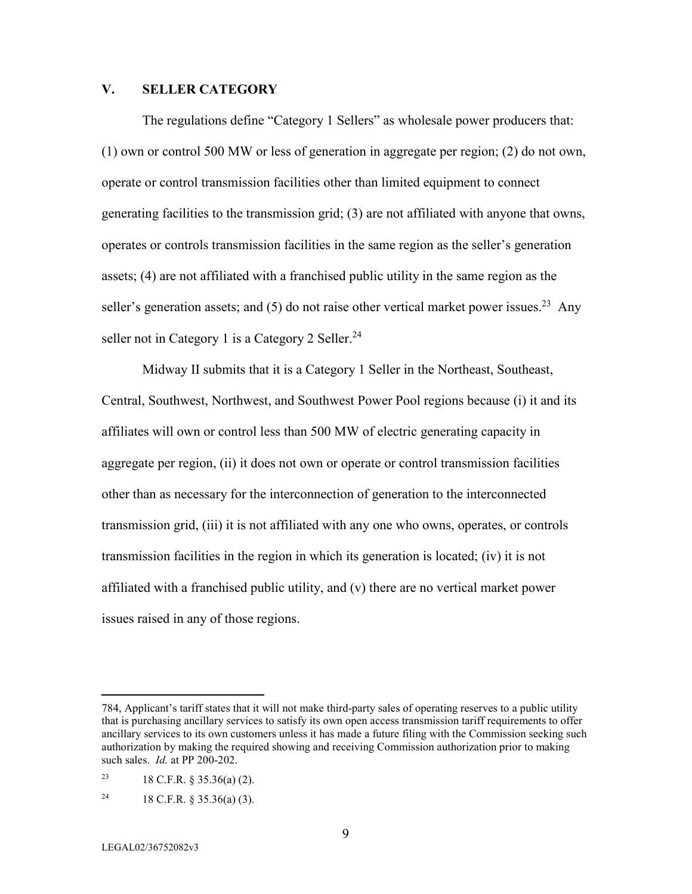## V. SELLER CATEGORY

The regulations define "Category 1 Sellers" as wholesale power producers that: (1) own or control 500 MW or less of generation in aggregate per region; (2) do not own, operate or control transmission facilities other than limited equipment to connect generating facilities to the transmission grid; (3) are not affiliated with anyone that owns, operates or controls transmission facilities in the same region as the seller's generation assets; (4) are not affiliated with a franchised public utility in the same region as the seller's generation assets; and (5) do not raise other vertical market power issues.[23] Any seller not in Category 1 is a Category 2 Seller.[24]

Midway II submits that it is a Category 1 Seller in the Northeast, Southeast, Central, Southwest, Northwest, and Southwest Power Pool regions because (i) it and its affiliates will own or control less than 500 MW of electric generating capacity in aggregate per region, (ii) it does not own or operate or control transmission facilities other than as necessary for the interconnection of generation to the interconnected transmission grid, (iii) it is not affiliated with any one who owns, operates, or controls transmission facilities in the region in which its generation is located; (iv) it is not affiliated with a franchised public utility, and (v) there are no vertical market power issues raised in any of those regions.

---

784, Applicant's tariff states that it will not make third-party sales of operating reserves to a public utility that is purchasing ancillary services to satisfy its own open access transmission tariff requirements to offer ancillary services to its own customers unless it has made a future filing with the Commission seeking such authorization by making the required showing and receiving Commission authorization prior to making such sales. *Id.* at PP 200-202.

[23] 18 C.F.R. § 35.36(a) (2).

[24] 18 C.F.R. § 35.36(a) (3).

LEGAL02/36752082v3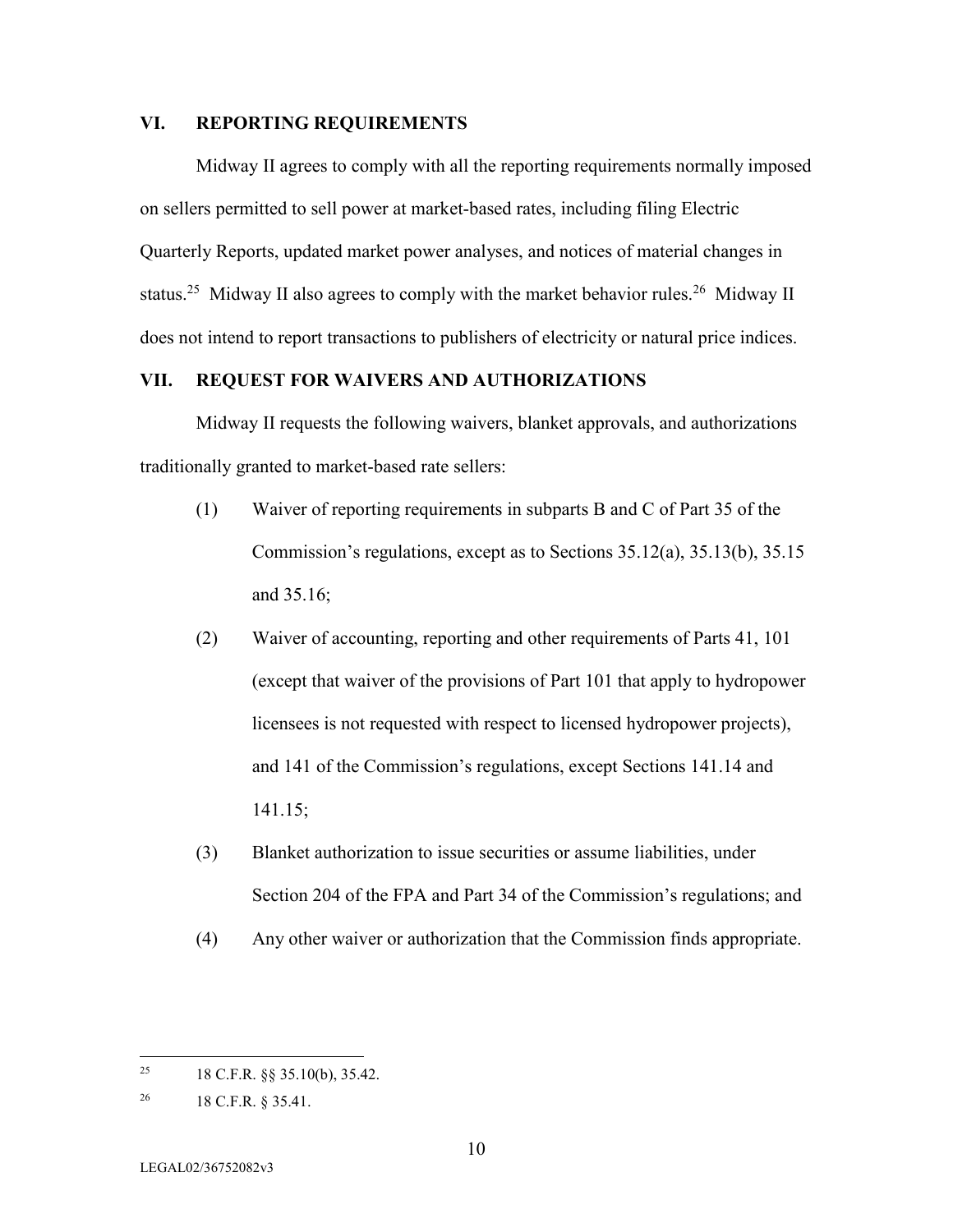## VI. REPORTING REQUIREMENTS

Midway II agrees to comply with all the reporting requirements normally imposed on sellers permitted to sell power at market-based rates, including filing Electric Quarterly Reports, updated market power analyses, and notices of material changes in status.[25] Midway II also agrees to comply with the market behavior rules.[26] Midway II does not intend to report transactions to publishers of electricity or natural price indices.

## VII. REQUEST FOR WAIVERS AND AUTHORIZATIONS

Midway II requests the following waivers, blanket approvals, and authorizations traditionally granted to market-based rate sellers:

(1) Waiver of reporting requirements in subparts B and C of Part 35 of the Commission's regulations, except as to Sections 35.12(a), 35.13(b), 35.15 and 35.16;

(2) Waiver of accounting, reporting and other requirements of Parts 41, 101 (except that waiver of the provisions of Part 101 that apply to hydropower licensees is not requested with respect to licensed hydropower projects), and 141 of the Commission's regulations, except Sections 141.14 and 141.15;

(3) Blanket authorization to issue securities or assume liabilities, under Section 204 of the FPA and Part 34 of the Commission's regulations; and

(4) Any other waiver or authorization that the Commission finds appropriate.

---

[25] 18 C.F.R. §§ 35.10(b), 35.42.

[26] 18 C.F.R. § 35.41.

LEGAL02/36752082v3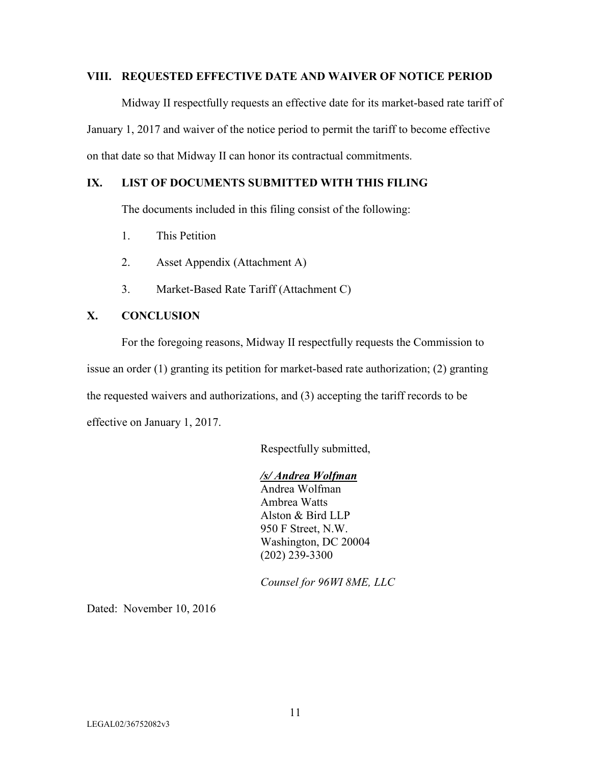## VIII. REQUESTED EFFECTIVE DATE AND WAIVER OF NOTICE PERIOD

Midway II respectfully requests an effective date for its market-based rate tariff of January 1, 2017 and waiver of the notice period to permit the tariff to become effective on that date so that Midway II can honor its contractual commitments.

## IX. LIST OF DOCUMENTS SUBMITTED WITH THIS FILING

The documents included in this filing consist of the following:

1. This Petition
2. Asset Appendix (Attachment A)
3. Market-Based Rate Tariff (Attachment C)

## X. CONCLUSION

For the foregoing reasons, Midway II respectfully requests the Commission to issue an order (1) granting its petition for market-based rate authorization; (2) granting the requested waivers and authorizations, and (3) accepting the tariff records to be effective on January 1, 2017.

Respectfully submitted,

***/s/ Andrea Wolfman***
Andrea Wolfman
Ambrea Watts
Alston & Bird LLP
950 F Street, N.W.
Washington, DC 20004
(202) 239-3300

*Counsel for 96WI 8ME, LLC*

Dated: November 10, 2016

LEGAL02/36752082v3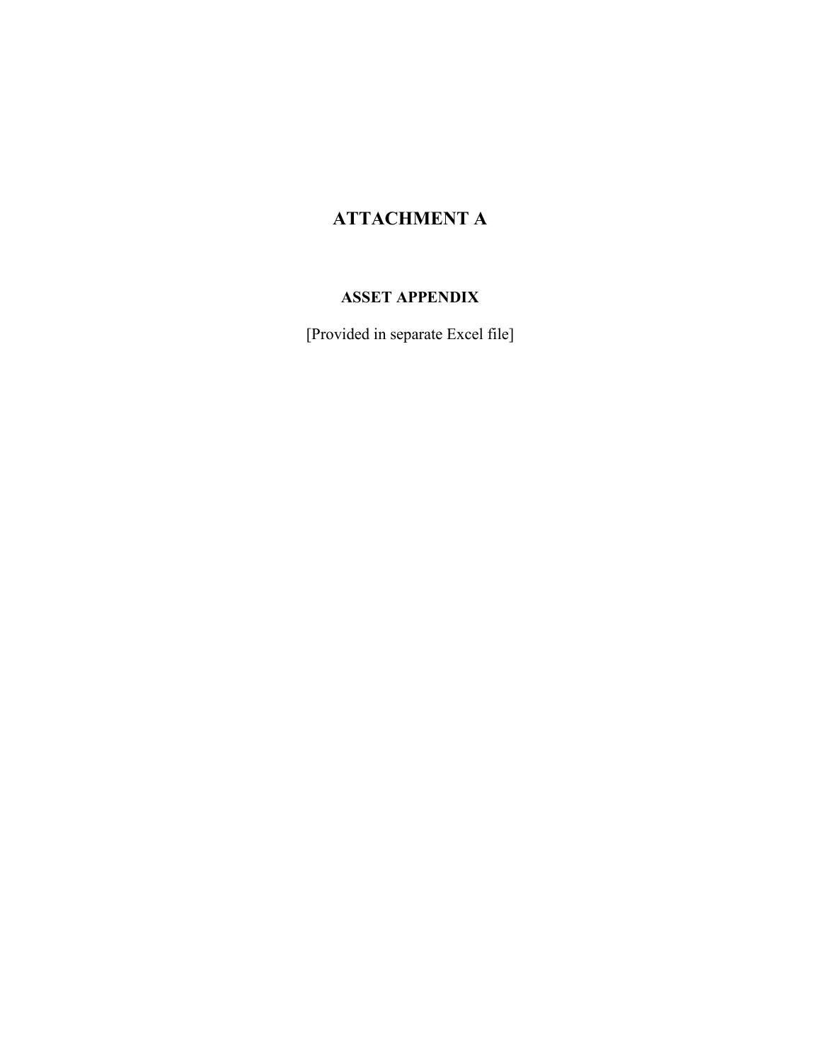# ATTACHMENT A

## ASSET APPENDIX

[Provided in separate Excel file]